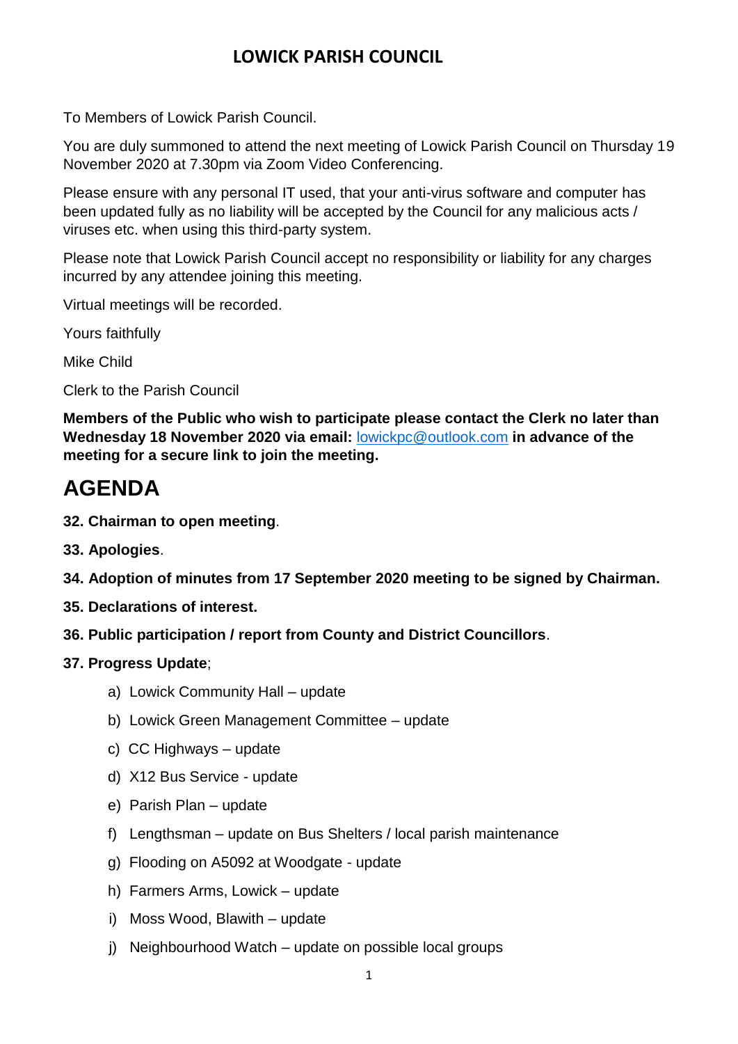# LOWICK PARISH COUNCIL

To Members of Lowick Parish Council.

You are duly summoned to attend the next meeting of Lowick Parish Council on Thursday 19 November 2020 at 7.30pm via Zoom Video Conferencing.

Please ensure with any personal IT used, that your anti-virus software and computer has been updated fully as no liability will be accepted by the Council for any malicious acts / viruses etc. when using this third-party system.

Please note that Lowick Parish Council accept no responsibility or liability for any charges incurred by any attendee joining this meeting.

Virtual meetings will be recorded.

Yours faithfully

Mike Child

Clerk to the Parish Council

**Members of the Public who wish to participate please contact the Clerk no later than Wednesday 18 November 2020 via email:** lowickpc@outlook.com **in advance of the meeting for a secure link to join the meeting.**

# AGENDA

**32. Chairman to open meeting**.

**33. Apologies**.

**34. Adoption of minutes from 17 September 2020 meeting to be signed by Chairman.**

**35. Declarations of interest.**

**36. Public participation / report from County and District Councillors**.

**37. Progress Update**;

a) Lowick Community Hall – update

b) Lowick Green Management Committee – update

c) CC Highways – update

d) X12 Bus Service - update

e) Parish Plan – update

f) Lengthsman – update on Bus Shelters / local parish maintenance

g) Flooding on A5092 at Woodgate - update

h) Farmers Arms, Lowick – update

i) Moss Wood, Blawith – update

j) Neighbourhood Watch – update on possible local groups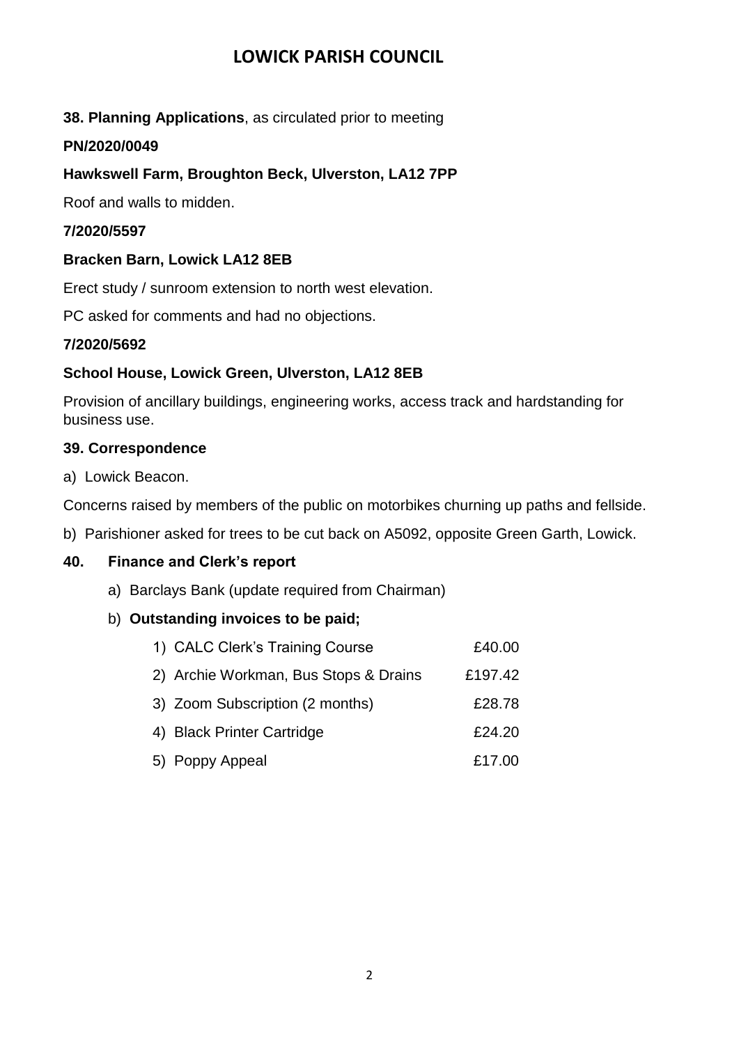# LOWICK PARISH COUNCIL

**38. Planning Applications**, as circulated prior to meeting

**PN/2020/0049**

**Hawkswell Farm, Broughton Beck, Ulverston, LA12 7PP**

Roof and walls to midden.

**7/2020/5597**

**Bracken Barn, Lowick LA12 8EB**

Erect study / sunroom extension to north west elevation.

PC asked for comments and had no objections.

**7/2020/5692**

**School House, Lowick Green, Ulverston, LA12 8EB**

Provision of ancillary buildings, engineering works, access track and hardstanding for business use.

**39. Correspondence**

a) Lowick Beacon.

Concerns raised by members of the public on motorbikes churning up paths and fellside.

b) Parishioner asked for trees to be cut back on A5092, opposite Green Garth, Lowick.

**40. Finance and Clerk's report**

a) Barclays Bank (update required from Chairman)

b) **Outstanding invoices to be paid;**

| | |
|---|---|
| 1) CALC Clerk's Training Course | £40.00 |
| 2) Archie Workman, Bus Stops & Drains | £197.42 |
| 3) Zoom Subscription (2 months) | £28.78 |
| 4) Black Printer Cartridge | £24.20 |
| 5) Poppy Appeal | £17.00 |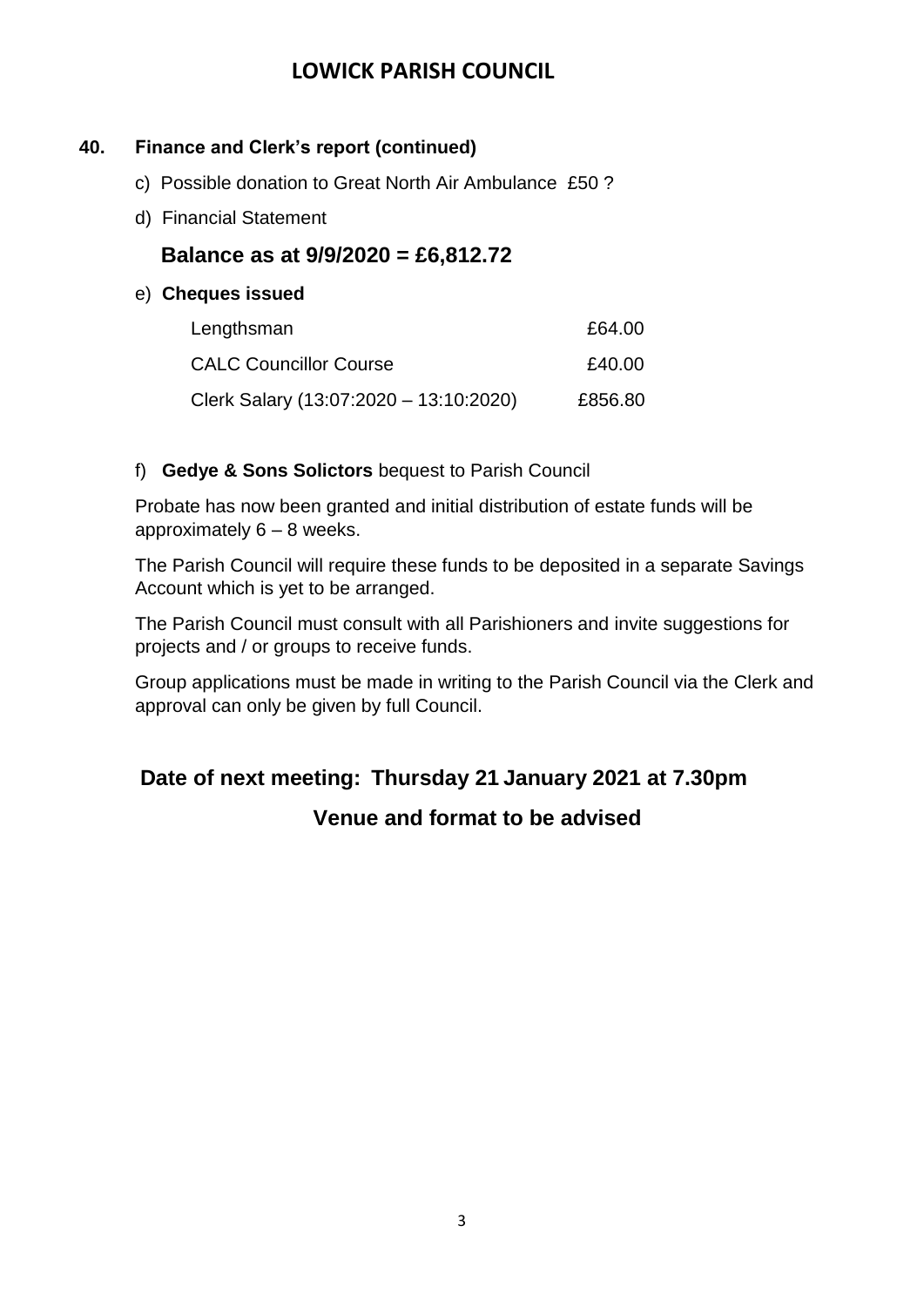# LOWICK PARISH COUNCIL

**40. Finance and Clerk's report (continued)**

c) Possible donation to Great North Air Ambulance £50 ?

d) Financial Statement

### Balance as at 9/9/2020 = £6,812.72

e) **Cheques issued**

| | |
|---|---|
| Lengthsman | £64.00 |
| CALC Councillor Course | £40.00 |
| Clerk Salary (13:07:2020 – 13:10:2020) | £856.80 |

f) **Gedye & Sons Solictors** bequest to Parish Council

Probate has now been granted and initial distribution of estate funds will be approximately 6 – 8 weeks.

The Parish Council will require these funds to be deposited in a separate Savings Account which is yet to be arranged.

The Parish Council must consult with all Parishioners and invite suggestions for projects and / or groups to receive funds.

Group applications must be made in writing to the Parish Council via the Clerk and approval can only be given by full Council.

## Date of next meeting: Thursday 21 January 2021 at 7.30pm

## Venue and format to be advised